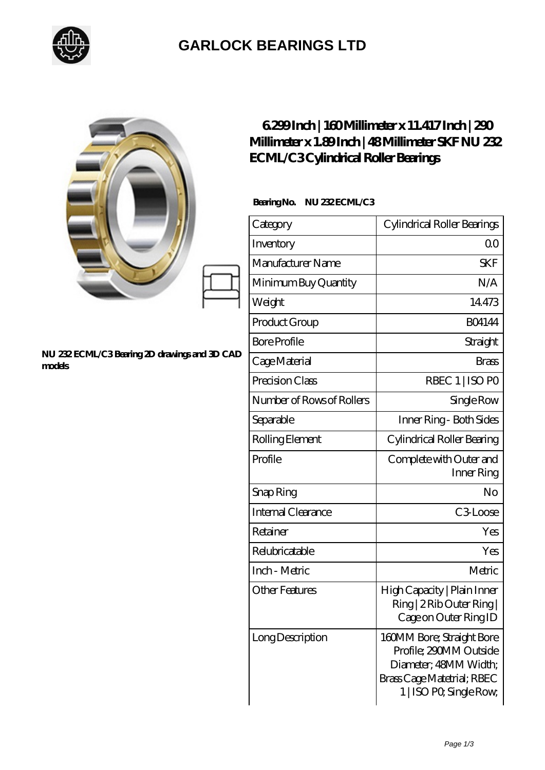# GARLOCK BEARINGS LTD

NU 232 ECML/C3 Bearing 2D drawings and 3D CAD models

## 6.299 Inch | 160 Millimeter x 11.417 Inch | 290 Millimeter x 1.89 Inch | 48 Millimeter SKF NU 232 ECML/C3 Cylindrical Roller Bearings

**Bearing No. NU 232 ECML/C3**

| Category | Cylindrical Roller Bearings |
|---|---|
| Inventory | 0.0 |
| Manufacturer Name | SKF |
| Minimum Buy Quantity | N/A |
| Weight | 14.473 |
| Product Group | B04144 |
| Bore Profile | Straight |
| Cage Material | Brass |
| Precision Class | RBEC 1 \| ISO P0 |
| Number of Rows of Rollers | Single Row |
| Separable | Inner Ring - Both Sides |
| Rolling Element | Cylindrical Roller Bearing |
| Profile | Complete with Outer and Inner Ring |
| Snap Ring | No |
| Internal Clearance | C3-Loose |
| Retainer | Yes |
| Relubricatable | Yes |
| Inch - Metric | Metric |
| Other Features | High Capacity \| Plain Inner Ring \| 2 Rib Outer Ring \| Cage on Outer Ring ID |
| Long Description | 160MM Bore; Straight Bore Profile; 290MM Outside Diameter; 48MM Width; Brass Cage Matetrial; RBEC 1 \| ISO P0; Single Row; |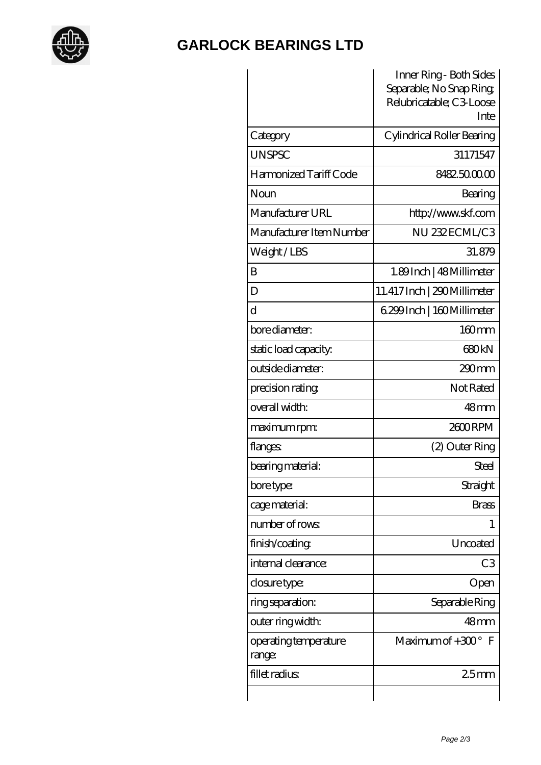# GARLOCK BEARINGS LTD

| | Inner Ring - Both Sides Separable; No Snap Ring; Relubricatable; C3-Loose Inte |
|---|---|
| Category | Cylindrical Roller Bearing |
| UNSPSC | 31171547 |
| Harmonized Tariff Code | 8482.50.00.00 |
| Noun | Bearing |
| Manufacturer URL | http://www.skf.com |
| Manufacturer Item Number | NU 232 ECML/C3 |
| Weight / LBS | 31.879 |
| B | 1.89 Inch \| 48 Millimeter |
| D | 11.417 Inch \| 290 Millimeter |
| d | 6.299 Inch \| 160 Millimeter |
| bore diameter: | 160 mm |
| static load capacity: | 680 kN |
| outside diameter: | 290 mm |
| precision rating: | Not Rated |
| overall width: | 48 mm |
| maximum rpm: | 2600 RPM |
| flanges: | (2) Outer Ring |
| bearing material: | Steel |
| bore type: | Straight |
| cage material: | Brass |
| number of rows: | 1 |
| finish/coating: | Uncoated |
| internal clearance: | C3 |
| closure type: | Open |
| ring separation: | Separable Ring |
| outer ring width: | 48 mm |
| operating temperature range: | Maximum of +300 ° F |
| fillet radius: | 2.5 mm |
| | |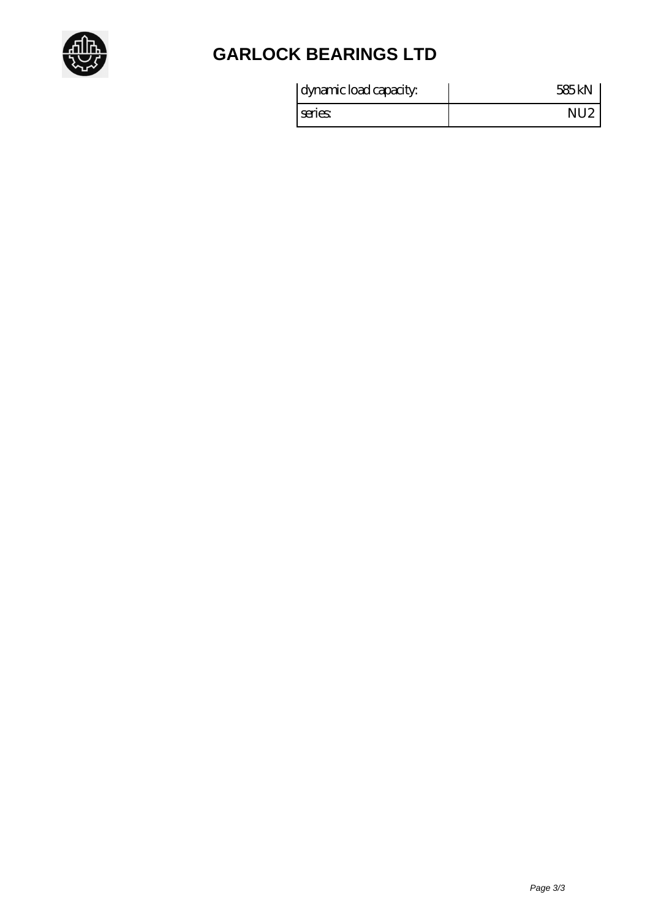| | |
|---|---|
| dynamic load capacity: | 585 kN |
| series: | NU2 |